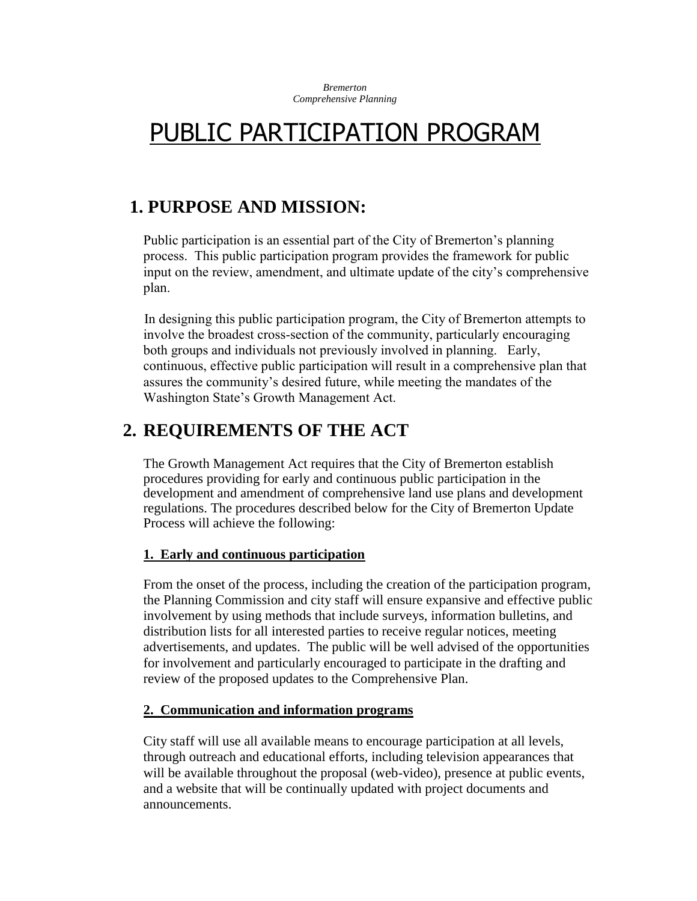*Bremerton*
*Comprehensive Planning*

# PUBLIC PARTICIPATION PROGRAM

## 1. PURPOSE AND MISSION:

Public participation is an essential part of the City of Bremerton's planning process. This public participation program provides the framework for public input on the review, amendment, and ultimate update of the city's comprehensive plan.

In designing this public participation program, the City of Bremerton attempts to involve the broadest cross-section of the community, particularly encouraging both groups and individuals not previously involved in planning. Early, continuous, effective public participation will result in a comprehensive plan that assures the community's desired future, while meeting the mandates of the Washington State's Growth Management Act.

## 2. REQUIREMENTS OF THE ACT

The Growth Management Act requires that the City of Bremerton establish procedures providing for early and continuous public participation in the development and amendment of comprehensive land use plans and development regulations. The procedures described below for the City of Bremerton Update Process will achieve the following:

### 1. Early and continuous participation

From the onset of the process, including the creation of the participation program, the Planning Commission and city staff will ensure expansive and effective public involvement by using methods that include surveys, information bulletins, and distribution lists for all interested parties to receive regular notices, meeting advertisements, and updates. The public will be well advised of the opportunities for involvement and particularly encouraged to participate in the drafting and review of the proposed updates to the Comprehensive Plan.

### 2. Communication and information programs

City staff will use all available means to encourage participation at all levels, through outreach and educational efforts, including television appearances that will be available throughout the proposal (web-video), presence at public events, and a website that will be continually updated with project documents and announcements.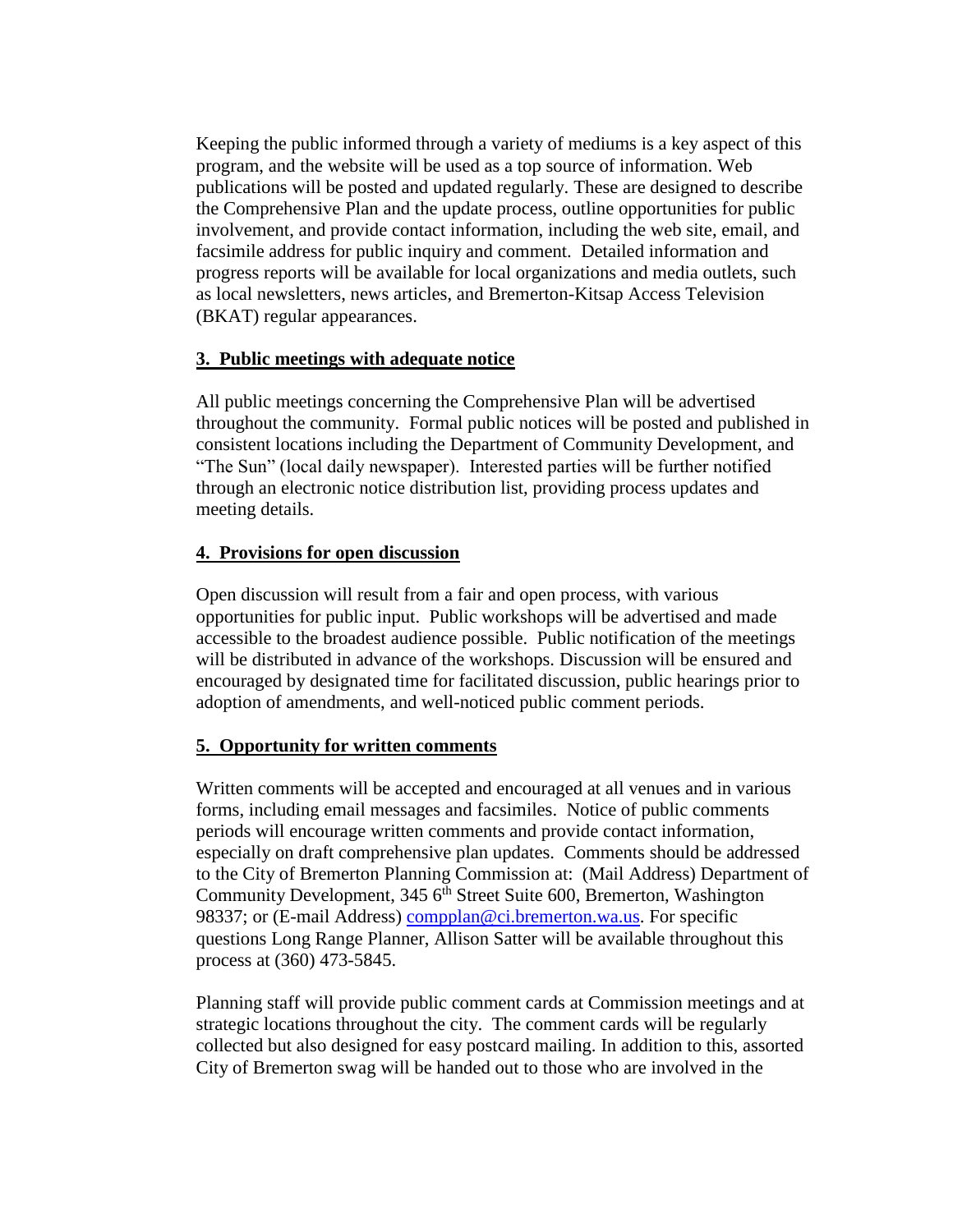Keeping the public informed through a variety of mediums is a key aspect of this program, and the website will be used as a top source of information. Web publications will be posted and updated regularly. These are designed to describe the Comprehensive Plan and the update process, outline opportunities for public involvement, and provide contact information, including the web site, email, and facsimile address for public inquiry and comment. Detailed information and progress reports will be available for local organizations and media outlets, such as local newsletters, news articles, and Bremerton-Kitsap Access Television (BKAT) regular appearances.

## 3. Public meetings with adequate notice

All public meetings concerning the Comprehensive Plan will be advertised throughout the community. Formal public notices will be posted and published in consistent locations including the Department of Community Development, and "The Sun" (local daily newspaper). Interested parties will be further notified through an electronic notice distribution list, providing process updates and meeting details.

## 4. Provisions for open discussion

Open discussion will result from a fair and open process, with various opportunities for public input. Public workshops will be advertised and made accessible to the broadest audience possible. Public notification of the meetings will be distributed in advance of the workshops. Discussion will be ensured and encouraged by designated time for facilitated discussion, public hearings prior to adoption of amendments, and well-noticed public comment periods.

## 5. Opportunity for written comments

Written comments will be accepted and encouraged at all venues and in various forms, including email messages and facsimiles. Notice of public comments periods will encourage written comments and provide contact information, especially on draft comprehensive plan updates. Comments should be addressed to the City of Bremerton Planning Commission at: (Mail Address) Department of Community Development, 345 6th Street Suite 600, Bremerton, Washington 98337; or (E-mail Address) compplan@ci.bremerton.wa.us. For specific questions Long Range Planner, Allison Satter will be available throughout this process at (360) 473-5845.

Planning staff will provide public comment cards at Commission meetings and at strategic locations throughout the city. The comment cards will be regularly collected but also designed for easy postcard mailing. In addition to this, assorted City of Bremerton swag will be handed out to those who are involved in the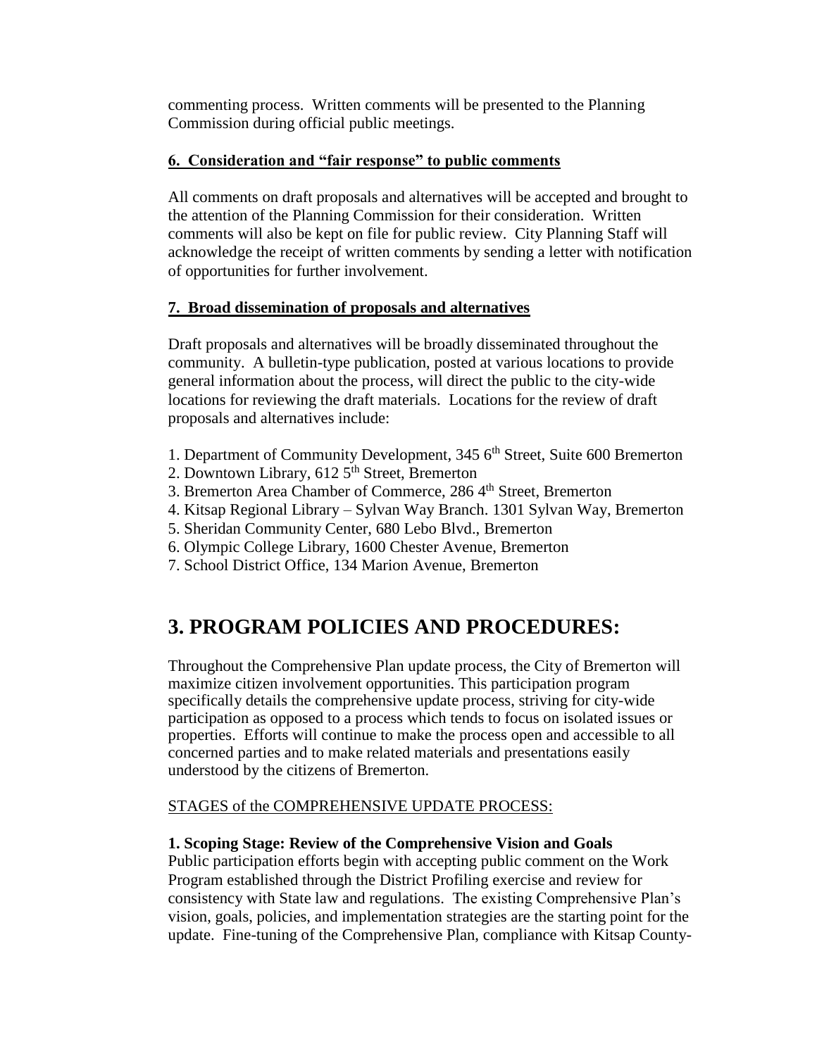commenting process. Written comments will be presented to the Planning Commission during official public meetings.

**6. Consideration and "fair response" to public comments**

All comments on draft proposals and alternatives will be accepted and brought to the attention of the Planning Commission for their consideration. Written comments will also be kept on file for public review. City Planning Staff will acknowledge the receipt of written comments by sending a letter with notification of opportunities for further involvement.

**7. Broad dissemination of proposals and alternatives**

Draft proposals and alternatives will be broadly disseminated throughout the community. A bulletin-type publication, posted at various locations to provide general information about the process, will direct the public to the city-wide locations for reviewing the draft materials. Locations for the review of draft proposals and alternatives include:

1. Department of Community Development, 345 6th Street, Suite 600 Bremerton
2. Downtown Library, 612 5th Street, Bremerton
3. Bremerton Area Chamber of Commerce, 286 4th Street, Bremerton
4. Kitsap Regional Library – Sylvan Way Branch. 1301 Sylvan Way, Bremerton
5. Sheridan Community Center, 680 Lebo Blvd., Bremerton
6. Olympic College Library, 1600 Chester Avenue, Bremerton
7. School District Office, 134 Marion Avenue, Bremerton

# 3. PROGRAM POLICIES AND PROCEDURES:

Throughout the Comprehensive Plan update process, the City of Bremerton will maximize citizen involvement opportunities. This participation program specifically details the comprehensive update process, striving for city-wide participation as opposed to a process which tends to focus on isolated issues or properties. Efforts will continue to make the process open and accessible to all concerned parties and to make related materials and presentations easily understood by the citizens of Bremerton.

STAGES of the COMPREHENSIVE UPDATE PROCESS:

**1. Scoping Stage: Review of the Comprehensive Vision and Goals**
Public participation efforts begin with accepting public comment on the Work Program established through the District Profiling exercise and review for consistency with State law and regulations. The existing Comprehensive Plan's vision, goals, policies, and implementation strategies are the starting point for the update. Fine-tuning of the Comprehensive Plan, compliance with Kitsap County-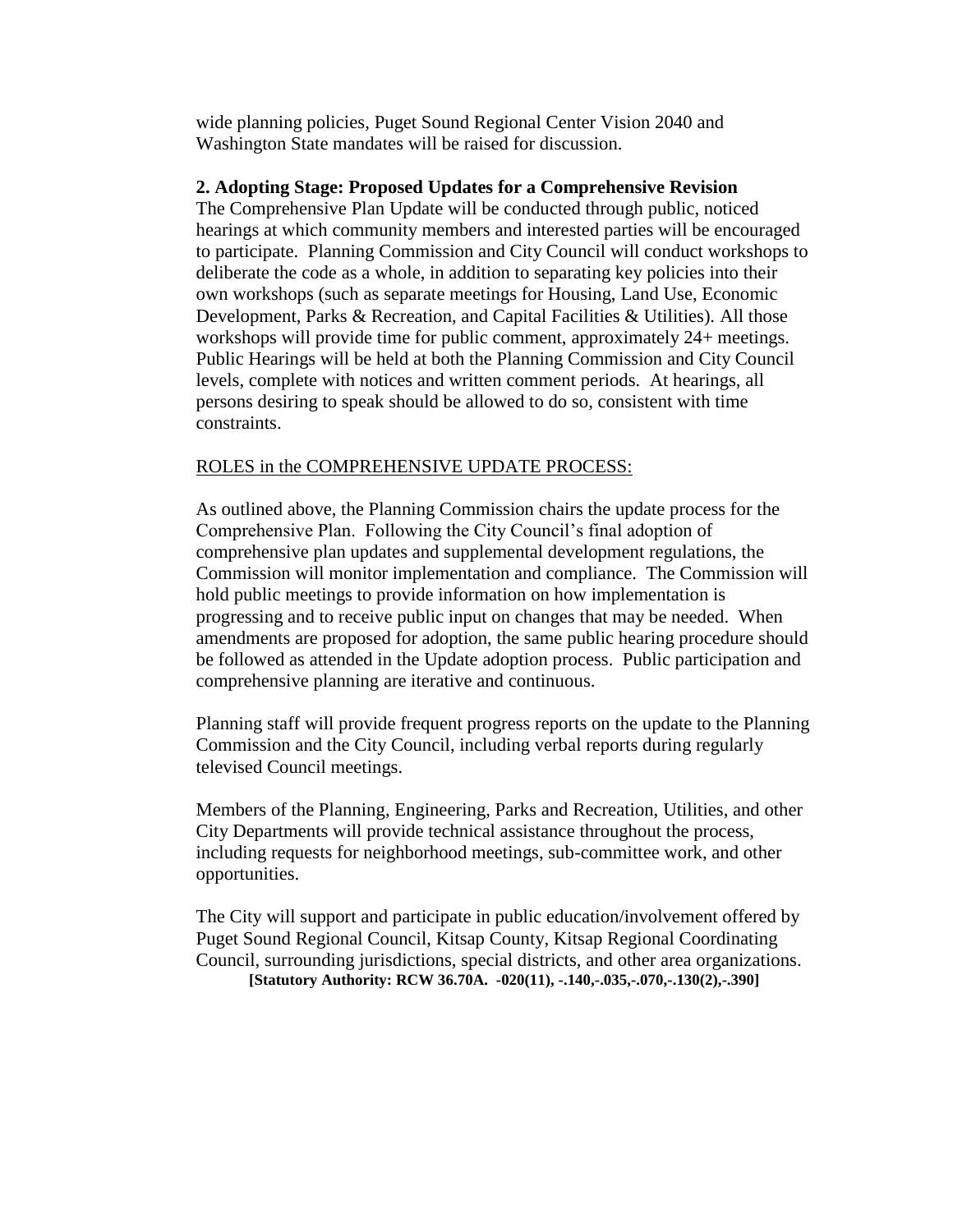wide planning policies, Puget Sound Regional Center Vision 2040 and Washington State mandates will be raised for discussion.

**2. Adopting Stage: Proposed Updates for a Comprehensive Revision**

The Comprehensive Plan Update will be conducted through public, noticed hearings at which community members and interested parties will be encouraged to participate. Planning Commission and City Council will conduct workshops to deliberate the code as a whole, in addition to separating key policies into their own workshops (such as separate meetings for Housing, Land Use, Economic Development, Parks & Recreation, and Capital Facilities & Utilities). All those workshops will provide time for public comment, approximately 24+ meetings. Public Hearings will be held at both the Planning Commission and City Council levels, complete with notices and written comment periods. At hearings, all persons desiring to speak should be allowed to do so, consistent with time constraints.

<u>ROLES in the COMPREHENSIVE UPDATE PROCESS:</u>

As outlined above, the Planning Commission chairs the update process for the Comprehensive Plan. Following the City Council's final adoption of comprehensive plan updates and supplemental development regulations, the Commission will monitor implementation and compliance. The Commission will hold public meetings to provide information on how implementation is progressing and to receive public input on changes that may be needed. When amendments are proposed for adoption, the same public hearing procedure should be followed as attended in the Update adoption process. Public participation and comprehensive planning are iterative and continuous.

Planning staff will provide frequent progress reports on the update to the Planning Commission and the City Council, including verbal reports during regularly televised Council meetings.

Members of the Planning, Engineering, Parks and Recreation, Utilities, and other City Departments will provide technical assistance throughout the process, including requests for neighborhood meetings, sub-committee work, and other opportunities.

The City will support and participate in public education/involvement offered by Puget Sound Regional Council, Kitsap County, Kitsap Regional Coordinating Council, surrounding jurisdictions, special districts, and other area organizations.

**[Statutory Authority: RCW 36.70A. -020(11), -.140,-.035,-.070,-.130(2),-.390]**